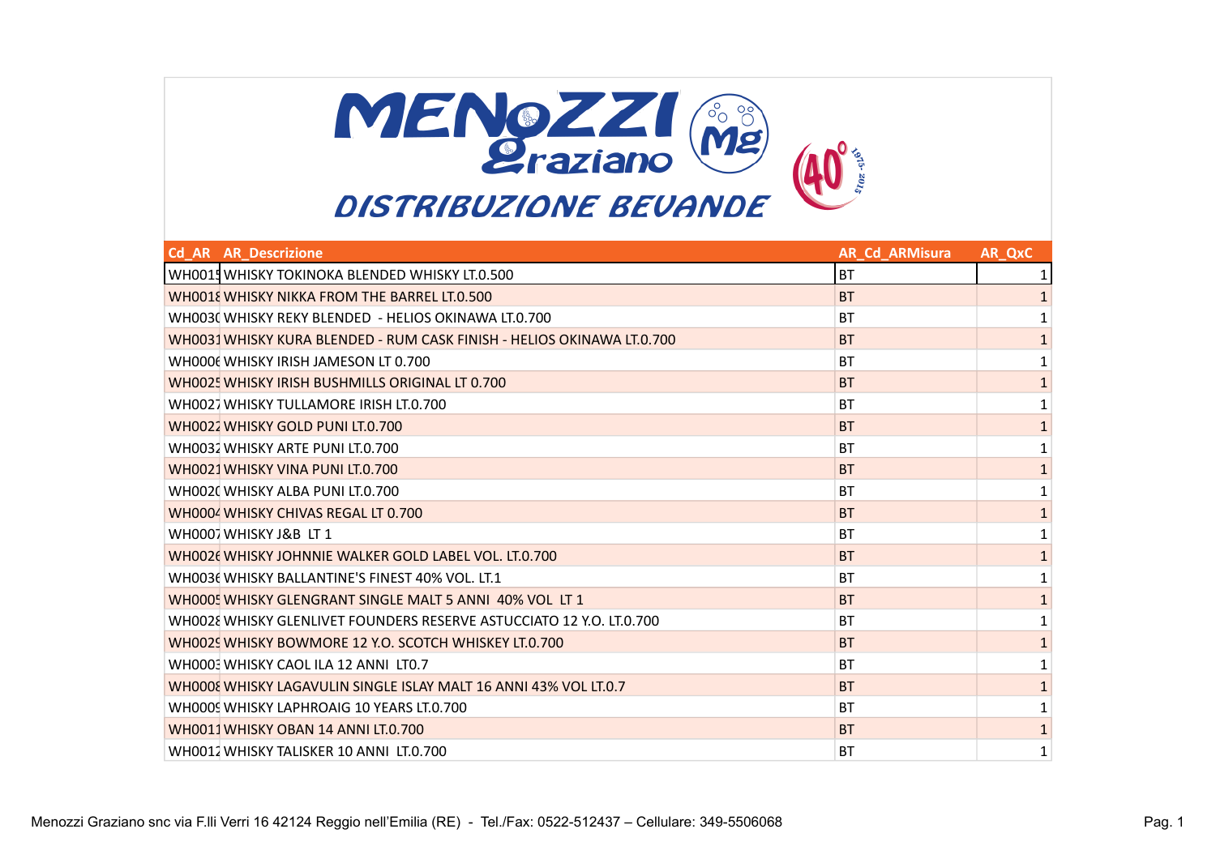# MENOZZI Graziano

## DISTRIBUZIONE BEVANDE

| Cd_AR | AR_Descrizione | AR_Cd_ARMisura | AR_QxC |
|---|---|---|---|
| WH0015 | WHISKY TOKINOKA BLENDED WHISKY LT.0.500 | BT | 1 |
| WH0018 | WHISKY NIKKA FROM THE BARREL LT.0.500 | BT | 1 |
| WH0030 | WHISKY REKY BLENDED - HELIOS OKINAWA LT.0.700 | BT | 1 |
| WH0031 | WHISKY KURA BLENDED - RUM CASK FINISH - HELIOS OKINAWA LT.0.700 | BT | 1 |
| WH0006 | WHISKY IRISH JAMESON LT 0.700 | BT | 1 |
| WH0025 | WHISKY IRISH BUSHMILLS ORIGINAL LT 0.700 | BT | 1 |
| WH0027 | WHISKY TULLAMORE IRISH LT.0.700 | BT | 1 |
| WH0022 | WHISKY GOLD PUNI LT.0.700 | BT | 1 |
| WH0032 | WHISKY ARTE PUNI LT.0.700 | BT | 1 |
| WH0021 | WHISKY VINA PUNI LT.0.700 | BT | 1 |
| WH0020 | WHISKY ALBA PUNI LT.0.700 | BT | 1 |
| WH0004 | WHISKY CHIVAS REGAL LT 0.700 | BT | 1 |
| WH0007 | WHISKY J&B LT 1 | BT | 1 |
| WH0026 | WHISKY JOHNNIE WALKER GOLD LABEL VOL. LT.0.700 | BT | 1 |
| WH0036 | WHISKY BALLANTINE'S FINEST 40% VOL. LT.1 | BT | 1 |
| WH0005 | WHISKY GLENGRANT SINGLE MALT 5 ANNI 40% VOL LT 1 | BT | 1 |
| WH0028 | WHISKY GLENLIVET FOUNDERS RESERVE ASTUCCIATO 12 Y.O. LT.0.700 | BT | 1 |
| WH0029 | WHISKY BOWMORE 12 Y.O. SCOTCH WHISKEY LT.0.700 | BT | 1 |
| WH0003 | WHISKY CAOL ILA 12 ANNI LT0.7 | BT | 1 |
| WH0008 | WHISKY LAGAVULIN SINGLE ISLAY MALT 16 ANNI 43% VOL LT.0.7 | BT | 1 |
| WH0009 | WHISKY LAPHROAIG 10 YEARS LT.0.700 | BT | 1 |
| WH0011 | WHISKY OBAN 14 ANNI LT.0.700 | BT | 1 |
| WH0012 | WHISKY TALISKER 10 ANNI LT.0.700 | BT | 1 |

Menozzi Graziano snc via F.lli Verri 16 42124 Reggio nell'Emilia (RE) - Tel./Fax: 0522-512437 – Cellulare: 349-5506068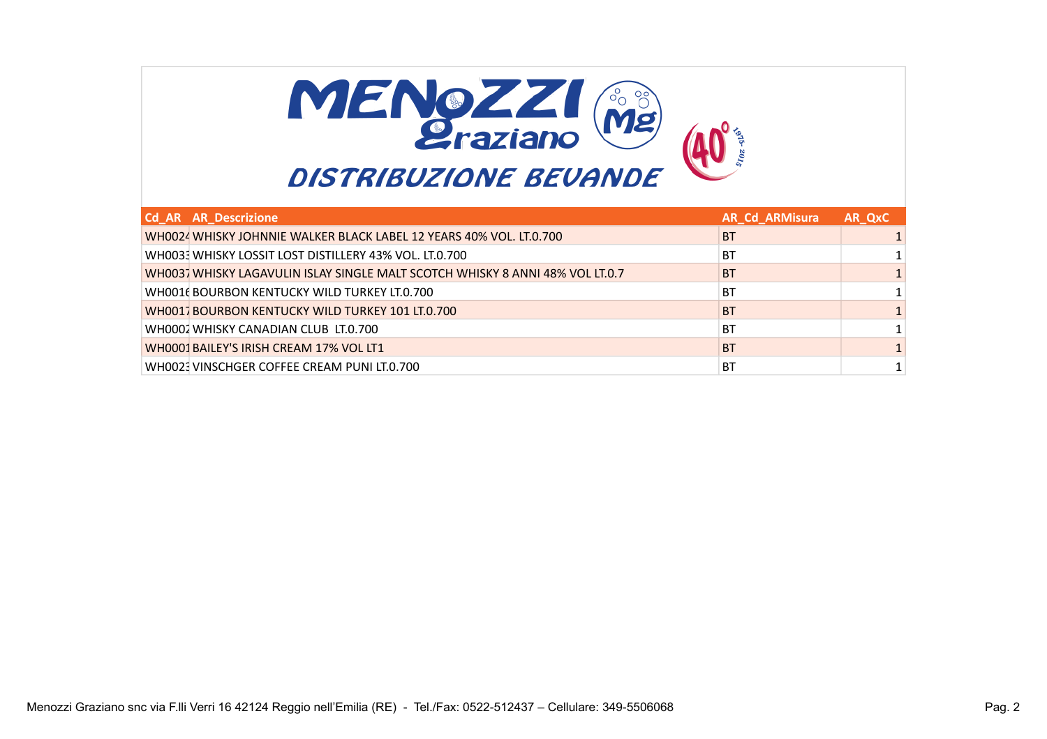MENOZZI Graziano

DISTRIBUZIONE BEVANDE

| Cd_AR | AR_Descrizione | AR_Cd_ARMisura | AR_QxC |
|---|---|---|---|
| WH0024 | WHISKY JOHNNIE WALKER BLACK LABEL 12 YEARS 40% VOL. LT.0.700 | BT | 1 |
| WH0033 | WHISKY LOSSIT LOST DISTILLERY 43% VOL. LT.0.700 | BT | 1 |
| WH0037 | WHISKY LAGAVULIN ISLAY SINGLE MALT SCOTCH WHISKY 8 ANNI 48% VOL LT.0.7 | BT | 1 |
| WH0016 | BOURBON KENTUCKY WILD TURKEY LT.0.700 | BT | 1 |
| WH0017 | BOURBON KENTUCKY WILD TURKEY 101 LT.0.700 | BT | 1 |
| WH0002 | WHISKY CANADIAN CLUB LT.0.700 | BT | 1 |
| WH0001 | BAILEY'S IRISH CREAM 17% VOL LT1 | BT | 1 |
| WH0023 | VINSCHGER COFFEE CREAM PUNI LT.0.700 | BT | 1 |

Menozzi Graziano snc via F.lli Verri 16 42124 Reggio nell'Emilia (RE) - Tel./Fax: 0522-512437 – Cellulare: 349-5506068